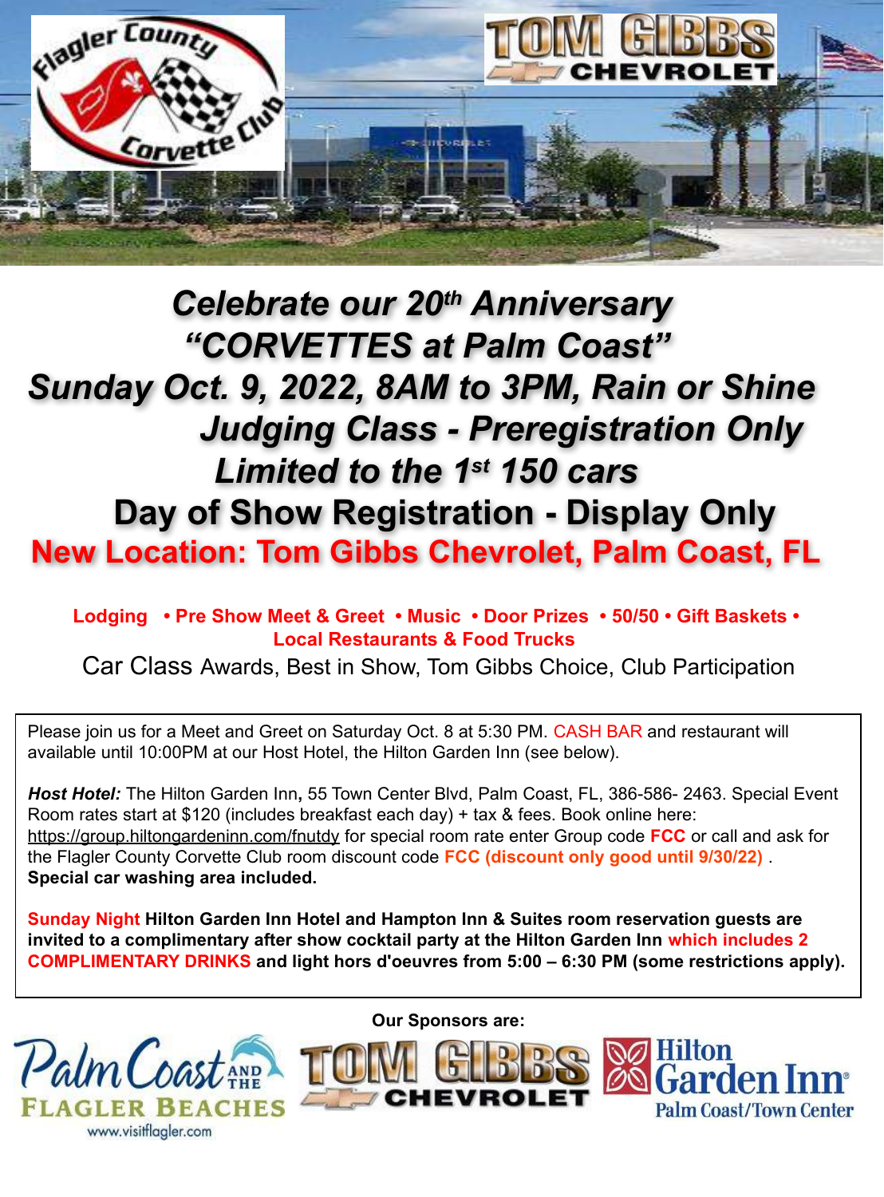# Celebrate our 20th Anniversary

# "CORVETTES at Palm Coast"

## Sunday Oct. 9, 2022, 8AM to 3PM, Rain or Shine

## Judging Class - Preregistration Only

## Limited to the 1st 150 cars

## Day of Show Registration - Display Only

## New Location: Tom Gibbs Chevrolet, Palm Coast, FL

**Lodging • Pre Show Meet & Greet • Music • Door Prizes • 50/50 • Gift Baskets • Local Restaurants & Food Trucks**

Car Class Awards, Best in Show, Tom Gibbs Choice, Club Participation

Please join us for a Meet and Greet on Saturday Oct. 8 at 5:30 PM. CASH BAR and restaurant will available until 10:00PM at our Host Hotel, the Hilton Garden Inn (see below).

***Host Hotel:*** The Hilton Garden Inn**,** 55 Town Center Blvd, Palm Coast, FL, 386-586- 2463. Special Event Room rates start at $120 (includes breakfast each day) + tax & fees. Book online here: https://group.hiltongardeninn.com/fnutdy for special room rate enter Group code **FCC** or call and ask for the Flagler County Corvette Club room discount code **FCC (discount only good until 9/30/22)** . **Special car washing area included.**

**Sunday Night Hilton Garden Inn Hotel and Hampton Inn & Suites room reservation guests are invited to a complimentary after show cocktail party at the Hilton Garden Inn which includes 2 COMPLIMENTARY DRINKS and light hors d'oeuvres from 5:00 – 6:30 PM (some restrictions apply).**

**Our Sponsors are:**

Palm Coast and the Flagler Beaches – www.visitflagler.com

Tom Gibbs Chevrolet

Hilton Garden Inn Palm Coast/Town Center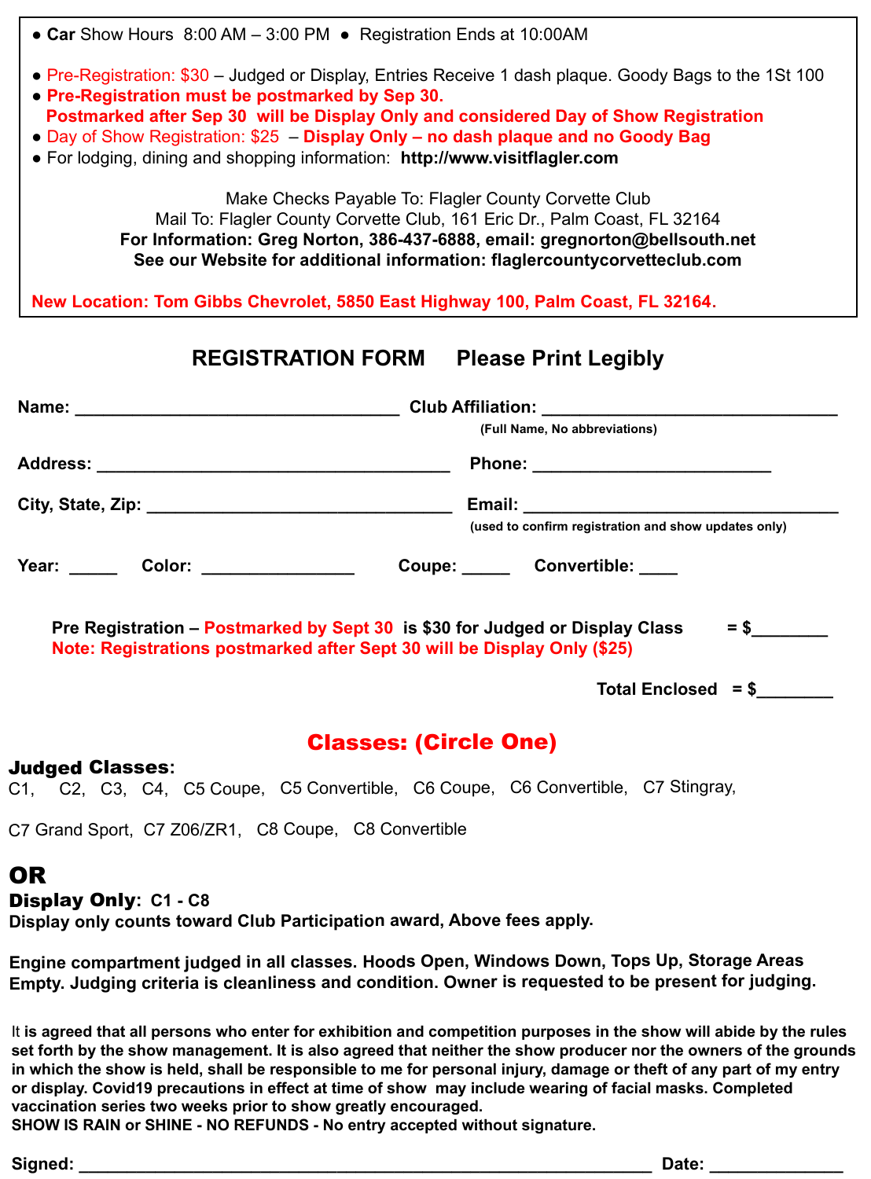- **Car** Show Hours 8:00 AM – 3:00 PM ● Registration Ends at 10:00AM

- Pre-Registration: $30 – Judged or Display, Entries Receive 1 dash plaque. Goody Bags to the 1St 100
- **Pre-Registration must be postmarked by Sep 30.**
  **Postmarked after Sep 30 will be Display Only and considered Day of Show Registration**
- Day of Show Registration: $25 – **Display Only – no dash plaque and no Goody Bag**
- For lodging, dining and shopping information: **http://www.visitflagler.com**

Make Checks Payable To: Flagler County Corvette Club
Mail To: Flagler County Corvette Club, 161 Eric Dr., Palm Coast, FL 32164
**For Information: Greg Norton, 386-437-6888, email: gregnorton@bellsouth.net**
**See our Website for additional information: flaglercountycorvetteclub.com**

**New Location: Tom Gibbs Chevrolet, 5850 East Highway 100, Palm Coast, FL 32164.**

## REGISTRATION FORM Please Print Legibly

**Name:** ________________________________ **Club Affiliation:** ______________________________
(Full Name, No abbreviations)

**Address:** ____________________________________ **Phone:** ________________________

**City, State, Zip:** ______________________________ **Email:** ________________________________
(used to confirm registration and show updates only)

**Year:** _____ **Color:** _______________ **Coupe:** _____ **Convertible:** ____

**Pre Registration – Postmarked by Sept 30 is $30 for Judged or Display Class** = $________
**Note: Registrations postmarked after Sept 30 will be Display Only ($25)**

**Total Enclosed** = $________

## Classes: (Circle One)

**Judged Classes:**
C1, C2, C3, C4, C5 Coupe, C5 Convertible, C6 Coupe, C6 Convertible, C7 Stingray,

C7 Grand Sport, C7 Z06/ZR1, C8 Coupe, C8 Convertible

## OR

**Display Only: C1 - C8**
**Display only counts toward Club Participation award, Above fees apply.**

**Engine compartment judged in all classes. Hoods Open, Windows Down, Tops Up, Storage Areas Empty. Judging criteria is cleanliness and condition. Owner is requested to be present for judging.**

It **is agreed that all persons who enter for exhibition and competition purposes in the show will abide by the rules set forth by the show management. It is also agreed that neither the show producer nor the owners of the grounds in which the show is held, shall be responsible to me for personal injury, damage or theft of any part of my entry or display. Covid19 precautions in effect at time of show may include wearing of facial masks. Completed vaccination series two weeks prior to show greatly encouraged.**
**SHOW IS RAIN or SHINE - NO REFUNDS - No entry accepted without signature.**

**Signed:** ____________________________________________________________ **Date:** _____________